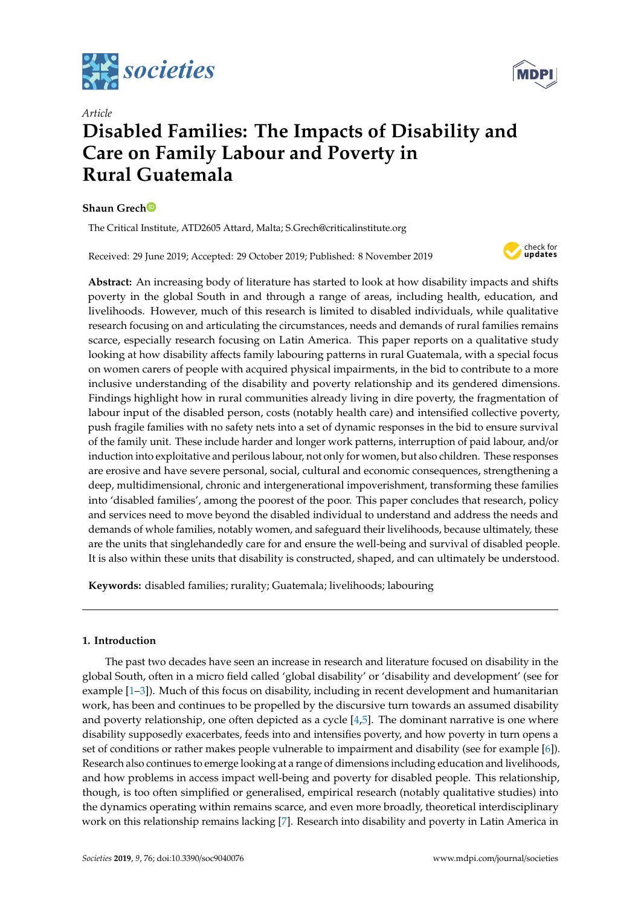*Article*

# Disabled Families: The Impacts of Disability and Care on Family Labour and Poverty in Rural Guatemala

**Shaun Grech**

The Critical Institute, ATD2605 Attard, Malta; S.Grech@criticalinstitute.org

Received: 29 June 2019; Accepted: 29 October 2019; Published: 8 November 2019

**Abstract:** An increasing body of literature has started to look at how disability impacts and shifts poverty in the global South in and through a range of areas, including health, education, and livelihoods. However, much of this research is limited to disabled individuals, while qualitative research focusing on and articulating the circumstances, needs and demands of rural families remains scarce, especially research focusing on Latin America. This paper reports on a qualitative study looking at how disability affects family labouring patterns in rural Guatemala, with a special focus on women carers of people with acquired physical impairments, in the bid to contribute to a more inclusive understanding of the disability and poverty relationship and its gendered dimensions. Findings highlight how in rural communities already living in dire poverty, the fragmentation of labour input of the disabled person, costs (notably health care) and intensified collective poverty, push fragile families with no safety nets into a set of dynamic responses in the bid to ensure survival of the family unit. These include harder and longer work patterns, interruption of paid labour, and/or induction into exploitative and perilous labour, not only for women, but also children. These responses are erosive and have severe personal, social, cultural and economic consequences, strengthening a deep, multidimensional, chronic and intergenerational impoverishment, transforming these families into 'disabled families', among the poorest of the poor. This paper concludes that research, policy and services need to move beyond the disabled individual to understand and address the needs and demands of whole families, notably women, and safeguard their livelihoods, because ultimately, these are the units that singlehandedly care for and ensure the well-being and survival of disabled people. It is also within these units that disability is constructed, shaped, and can ultimately be understood.

**Keywords:** disabled families; rurality; Guatemala; livelihoods; labouring

## 1. Introduction

The past two decades have seen an increase in research and literature focused on disability in the global South, often in a micro field called 'global disability' or 'disability and development' (see for example [1–3]). Much of this focus on disability, including in recent development and humanitarian work, has been and continues to be propelled by the discursive turn towards an assumed disability and poverty relationship, one often depicted as a cycle [4,5]. The dominant narrative is one where disability supposedly exacerbates, feeds into and intensifies poverty, and how poverty in turn opens a set of conditions or rather makes people vulnerable to impairment and disability (see for example [6]). Research also continues to emerge looking at a range of dimensions including education and livelihoods, and how problems in access impact well-being and poverty for disabled people. This relationship, though, is too often simplified or generalised, empirical research (notably qualitative studies) into the dynamics operating within remains scarce, and even more broadly, theoretical interdisciplinary work on this relationship remains lacking [7]. Research into disability and poverty in Latin America in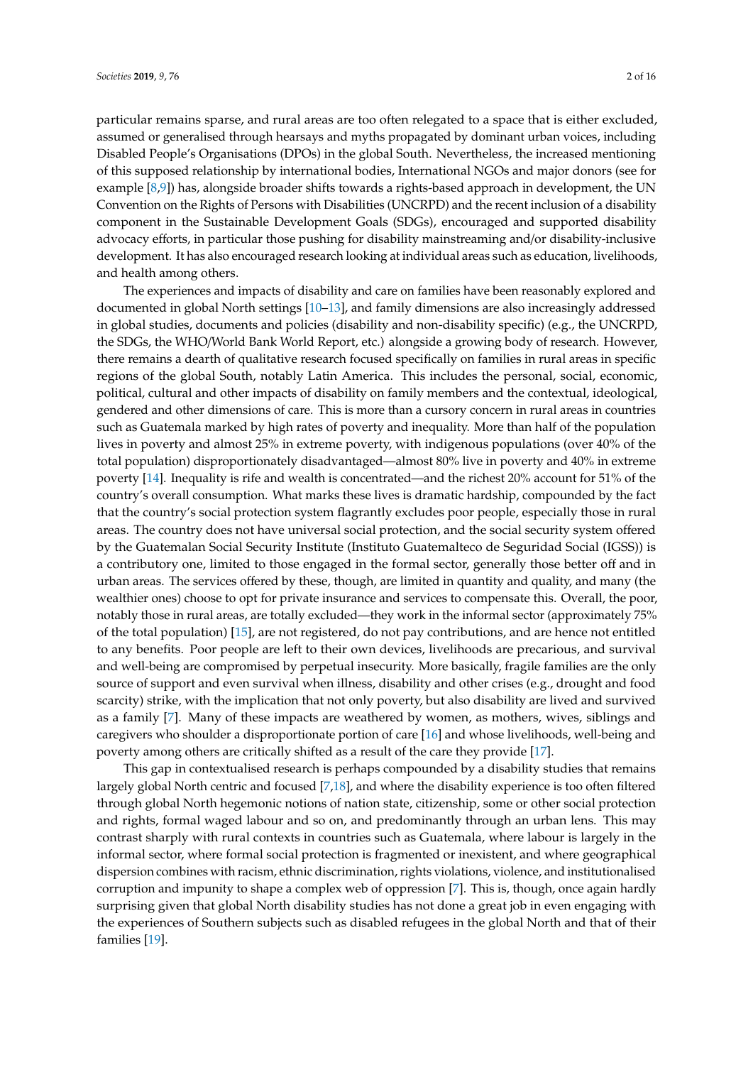particular remains sparse, and rural areas are too often relegated to a space that is either excluded, assumed or generalised through hearsays and myths propagated by dominant urban voices, including Disabled People's Organisations (DPOs) in the global South. Nevertheless, the increased mentioning of this supposed relationship by international bodies, International NGOs and major donors (see for example [8,9]) has, alongside broader shifts towards a rights-based approach in development, the UN Convention on the Rights of Persons with Disabilities (UNCRPD) and the recent inclusion of a disability component in the Sustainable Development Goals (SDGs), encouraged and supported disability advocacy efforts, in particular those pushing for disability mainstreaming and/or disability-inclusive development. It has also encouraged research looking at individual areas such as education, livelihoods, and health among others.

The experiences and impacts of disability and care on families have been reasonably explored and documented in global North settings [10–13], and family dimensions are also increasingly addressed in global studies, documents and policies (disability and non-disability specific) (e.g., the UNCRPD, the SDGs, the WHO/World Bank World Report, etc.) alongside a growing body of research. However, there remains a dearth of qualitative research focused specifically on families in rural areas in specific regions of the global South, notably Latin America. This includes the personal, social, economic, political, cultural and other impacts of disability on family members and the contextual, ideological, gendered and other dimensions of care. This is more than a cursory concern in rural areas in countries such as Guatemala marked by high rates of poverty and inequality. More than half of the population lives in poverty and almost 25% in extreme poverty, with indigenous populations (over 40% of the total population) disproportionately disadvantaged—almost 80% live in poverty and 40% in extreme poverty [14]. Inequality is rife and wealth is concentrated—and the richest 20% account for 51% of the country's overall consumption. What marks these lives is dramatic hardship, compounded by the fact that the country's social protection system flagrantly excludes poor people, especially those in rural areas. The country does not have universal social protection, and the social security system offered by the Guatemalan Social Security Institute (Instituto Guatemalteco de Seguridad Social (IGSS)) is a contributory one, limited to those engaged in the formal sector, generally those better off and in urban areas. The services offered by these, though, are limited in quantity and quality, and many (the wealthier ones) choose to opt for private insurance and services to compensate this. Overall, the poor, notably those in rural areas, are totally excluded—they work in the informal sector (approximately 75% of the total population) [15], are not registered, do not pay contributions, and are hence not entitled to any benefits. Poor people are left to their own devices, livelihoods are precarious, and survival and well-being are compromised by perpetual insecurity. More basically, fragile families are the only source of support and even survival when illness, disability and other crises (e.g., drought and food scarcity) strike, with the implication that not only poverty, but also disability are lived and survived as a family [7]. Many of these impacts are weathered by women, as mothers, wives, siblings and caregivers who shoulder a disproportionate portion of care [16] and whose livelihoods, well-being and poverty among others are critically shifted as a result of the care they provide [17].

This gap in contextualised research is perhaps compounded by a disability studies that remains largely global North centric and focused [7,18], and where the disability experience is too often filtered through global North hegemonic notions of nation state, citizenship, some or other social protection and rights, formal waged labour and so on, and predominantly through an urban lens. This may contrast sharply with rural contexts in countries such as Guatemala, where labour is largely in the informal sector, where formal social protection is fragmented or inexistent, and where geographical dispersion combines with racism, ethnic discrimination, rights violations, violence, and institutionalised corruption and impunity to shape a complex web of oppression [7]. This is, though, once again hardly surprising given that global North disability studies has not done a great job in even engaging with the experiences of Southern subjects such as disabled refugees in the global North and that of their families [19].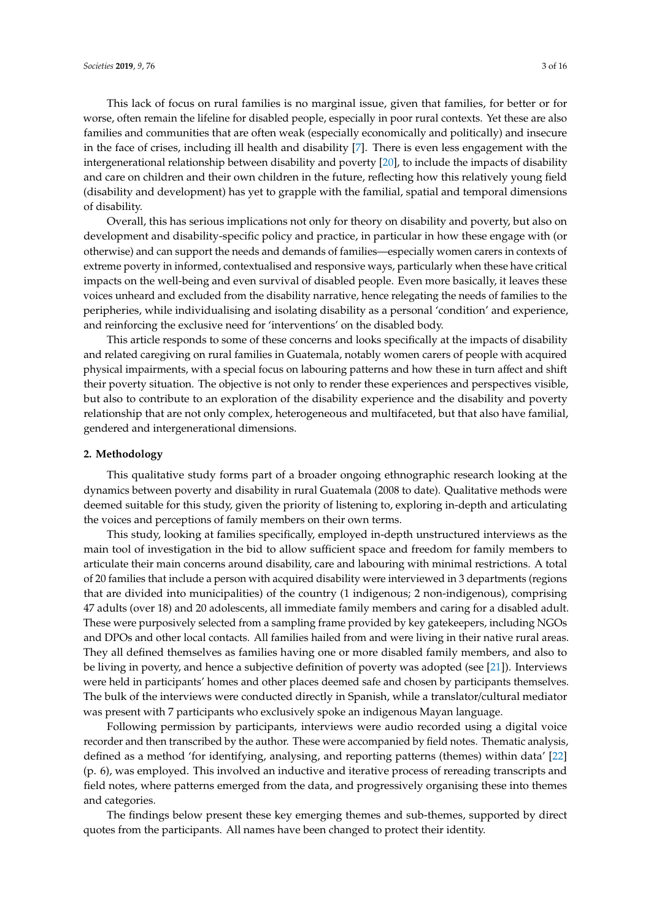This lack of focus on rural families is no marginal issue, given that families, for better or for worse, often remain the lifeline for disabled people, especially in poor rural contexts. Yet these are also families and communities that are often weak (especially economically and politically) and insecure in the face of crises, including ill health and disability [7]. There is even less engagement with the intergenerational relationship between disability and poverty [20], to include the impacts of disability and care on children and their own children in the future, reflecting how this relatively young field (disability and development) has yet to grapple with the familial, spatial and temporal dimensions of disability.

Overall, this has serious implications not only for theory on disability and poverty, but also on development and disability-specific policy and practice, in particular in how these engage with (or otherwise) and can support the needs and demands of families—especially women carers in contexts of extreme poverty in informed, contextualised and responsive ways, particularly when these have critical impacts on the well-being and even survival of disabled people. Even more basically, it leaves these voices unheard and excluded from the disability narrative, hence relegating the needs of families to the peripheries, while individualising and isolating disability as a personal 'condition' and experience, and reinforcing the exclusive need for 'interventions' on the disabled body.

This article responds to some of these concerns and looks specifically at the impacts of disability and related caregiving on rural families in Guatemala, notably women carers of people with acquired physical impairments, with a special focus on labouring patterns and how these in turn affect and shift their poverty situation. The objective is not only to render these experiences and perspectives visible, but also to contribute to an exploration of the disability experience and the disability and poverty relationship that are not only complex, heterogeneous and multifaceted, but that also have familial, gendered and intergenerational dimensions.

## 2. Methodology

This qualitative study forms part of a broader ongoing ethnographic research looking at the dynamics between poverty and disability in rural Guatemala (2008 to date). Qualitative methods were deemed suitable for this study, given the priority of listening to, exploring in-depth and articulating the voices and perceptions of family members on their own terms.

This study, looking at families specifically, employed in-depth unstructured interviews as the main tool of investigation in the bid to allow sufficient space and freedom for family members to articulate their main concerns around disability, care and labouring with minimal restrictions. A total of 20 families that include a person with acquired disability were interviewed in 3 departments (regions that are divided into municipalities) of the country (1 indigenous; 2 non-indigenous), comprising 47 adults (over 18) and 20 adolescents, all immediate family members and caring for a disabled adult. These were purposively selected from a sampling frame provided by key gatekeepers, including NGOs and DPOs and other local contacts. All families hailed from and were living in their native rural areas. They all defined themselves as families having one or more disabled family members, and also to be living in poverty, and hence a subjective definition of poverty was adopted (see [21]). Interviews were held in participants' homes and other places deemed safe and chosen by participants themselves. The bulk of the interviews were conducted directly in Spanish, while a translator/cultural mediator was present with 7 participants who exclusively spoke an indigenous Mayan language.

Following permission by participants, interviews were audio recorded using a digital voice recorder and then transcribed by the author. These were accompanied by field notes. Thematic analysis, defined as a method 'for identifying, analysing, and reporting patterns (themes) within data' [22] (p. 6), was employed. This involved an inductive and iterative process of rereading transcripts and field notes, where patterns emerged from the data, and progressively organising these into themes and categories.

The findings below present these key emerging themes and sub-themes, supported by direct quotes from the participants. All names have been changed to protect their identity.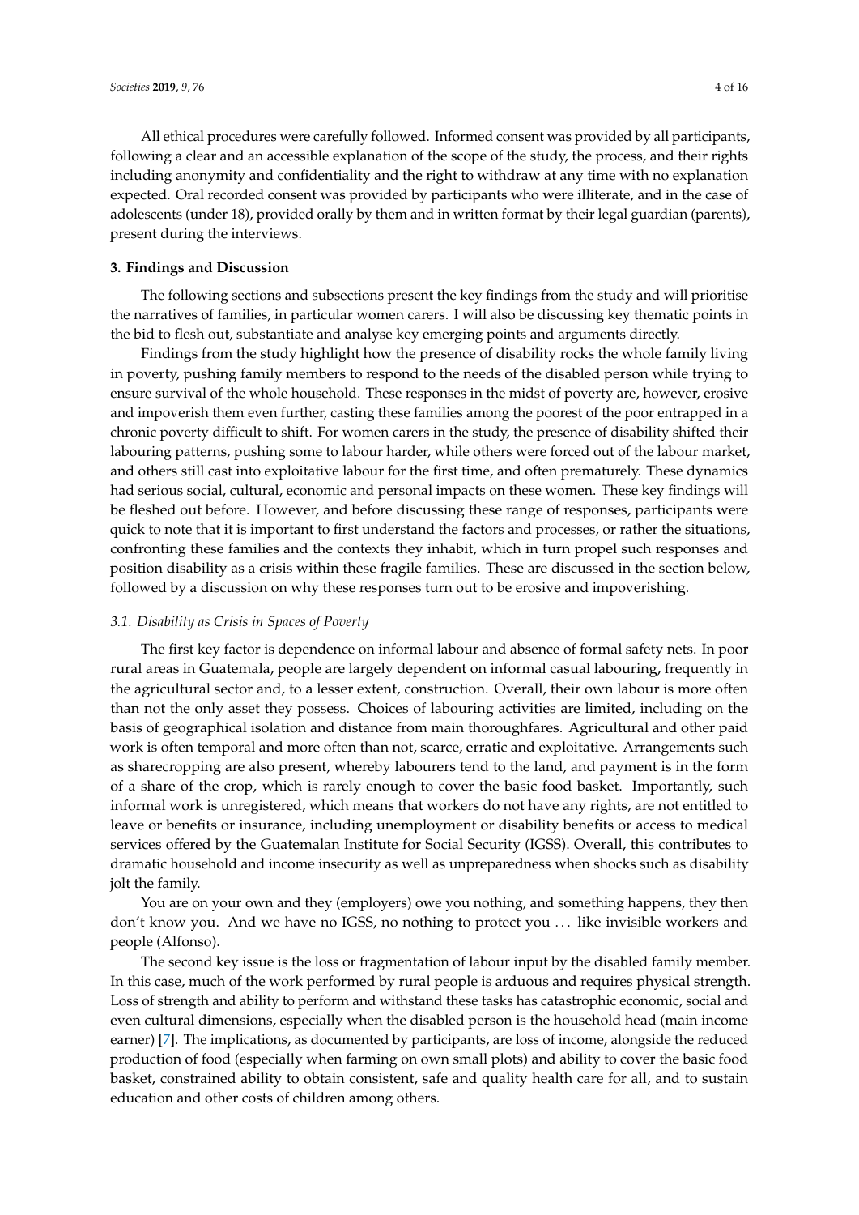All ethical procedures were carefully followed. Informed consent was provided by all participants, following a clear and an accessible explanation of the scope of the study, the process, and their rights including anonymity and confidentiality and the right to withdraw at any time with no explanation expected. Oral recorded consent was provided by participants who were illiterate, and in the case of adolescents (under 18), provided orally by them and in written format by their legal guardian (parents), present during the interviews.

## 3. Findings and Discussion

The following sections and subsections present the key findings from the study and will prioritise the narratives of families, in particular women carers. I will also be discussing key thematic points in the bid to flesh out, substantiate and analyse key emerging points and arguments directly.

Findings from the study highlight how the presence of disability rocks the whole family living in poverty, pushing family members to respond to the needs of the disabled person while trying to ensure survival of the whole household. These responses in the midst of poverty are, however, erosive and impoverish them even further, casting these families among the poorest of the poor entrapped in a chronic poverty difficult to shift. For women carers in the study, the presence of disability shifted their labouring patterns, pushing some to labour harder, while others were forced out of the labour market, and others still cast into exploitative labour for the first time, and often prematurely. These dynamics had serious social, cultural, economic and personal impacts on these women. These key findings will be fleshed out before. However, and before discussing these range of responses, participants were quick to note that it is important to first understand the factors and processes, or rather the situations, confronting these families and the contexts they inhabit, which in turn propel such responses and position disability as a crisis within these fragile families. These are discussed in the section below, followed by a discussion on why these responses turn out to be erosive and impoverishing.

### *3.1. Disability as Crisis in Spaces of Poverty*

The first key factor is dependence on informal labour and absence of formal safety nets. In poor rural areas in Guatemala, people are largely dependent on informal casual labouring, frequently in the agricultural sector and, to a lesser extent, construction. Overall, their own labour is more often than not the only asset they possess. Choices of labouring activities are limited, including on the basis of geographical isolation and distance from main thoroughfares. Agricultural and other paid work is often temporal and more often than not, scarce, erratic and exploitative. Arrangements such as sharecropping are also present, whereby labourers tend to the land, and payment is in the form of a share of the crop, which is rarely enough to cover the basic food basket. Importantly, such informal work is unregistered, which means that workers do not have any rights, are not entitled to leave or benefits or insurance, including unemployment or disability benefits or access to medical services offered by the Guatemalan Institute for Social Security (IGSS). Overall, this contributes to dramatic household and income insecurity as well as unpreparedness when shocks such as disability jolt the family.

You are on your own and they (employers) owe you nothing, and something happens, they then don't know you. And we have no IGSS, no nothing to protect you ... like invisible workers and people (Alfonso).

The second key issue is the loss or fragmentation of labour input by the disabled family member. In this case, much of the work performed by rural people is arduous and requires physical strength. Loss of strength and ability to perform and withstand these tasks has catastrophic economic, social and even cultural dimensions, especially when the disabled person is the household head (main income earner) [7]. The implications, as documented by participants, are loss of income, alongside the reduced production of food (especially when farming on own small plots) and ability to cover the basic food basket, constrained ability to obtain consistent, safe and quality health care for all, and to sustain education and other costs of children among others.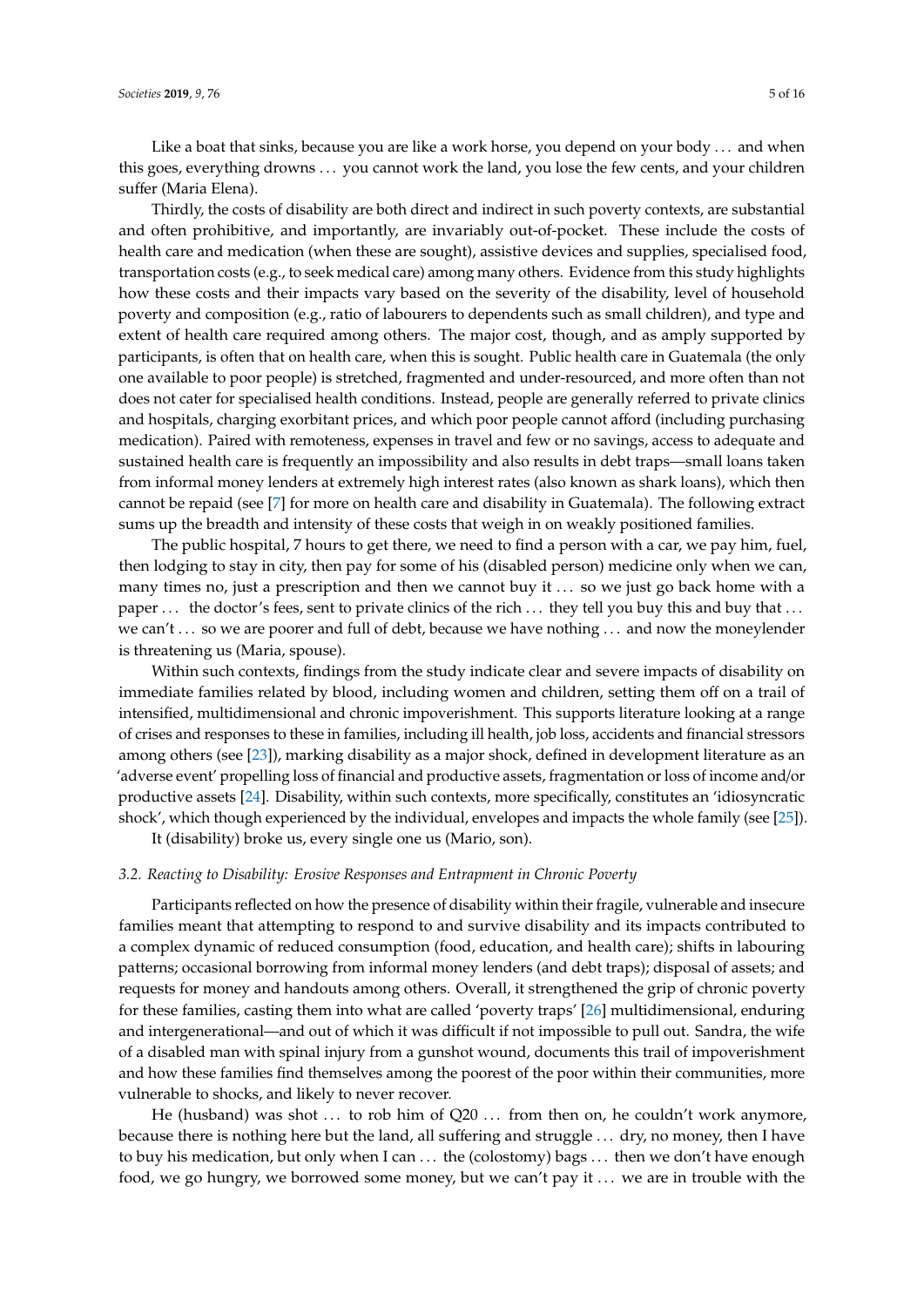Like a boat that sinks, because you are like a work horse, you depend on your body … and when this goes, everything drowns … you cannot work the land, you lose the few cents, and your children suffer (Maria Elena).

Thirdly, the costs of disability are both direct and indirect in such poverty contexts, are substantial and often prohibitive, and importantly, are invariably out-of-pocket. These include the costs of health care and medication (when these are sought), assistive devices and supplies, specialised food, transportation costs (e.g., to seek medical care) among many others. Evidence from this study highlights how these costs and their impacts vary based on the severity of the disability, level of household poverty and composition (e.g., ratio of labourers to dependents such as small children), and type and extent of health care required among others. The major cost, though, and as amply supported by participants, is often that on health care, when this is sought. Public health care in Guatemala (the only one available to poor people) is stretched, fragmented and under-resourced, and more often than not does not cater for specialised health conditions. Instead, people are generally referred to private clinics and hospitals, charging exorbitant prices, and which poor people cannot afford (including purchasing medication). Paired with remoteness, expenses in travel and few or no savings, access to adequate and sustained health care is frequently an impossibility and also results in debt traps—small loans taken from informal money lenders at extremely high interest rates (also known as shark loans), which then cannot be repaid (see [7] for more on health care and disability in Guatemala). The following extract sums up the breadth and intensity of these costs that weigh in on weakly positioned families.

The public hospital, 7 hours to get there, we need to find a person with a car, we pay him, fuel, then lodging to stay in city, then pay for some of his (disabled person) medicine only when we can, many times no, just a prescription and then we cannot buy it … so we just go back home with a paper … the doctor's fees, sent to private clinics of the rich … they tell you buy this and buy that … we can't … so we are poorer and full of debt, because we have nothing … and now the moneylender is threatening us (Maria, spouse).

Within such contexts, findings from the study indicate clear and severe impacts of disability on immediate families related by blood, including women and children, setting them off on a trail of intensified, multidimensional and chronic impoverishment. This supports literature looking at a range of crises and responses to these in families, including ill health, job loss, accidents and financial stressors among others (see [23]), marking disability as a major shock, defined in development literature as an 'adverse event' propelling loss of financial and productive assets, fragmentation or loss of income and/or productive assets [24]. Disability, within such contexts, more specifically, constitutes an 'idiosyncratic shock', which though experienced by the individual, envelopes and impacts the whole family (see [25]).

It (disability) broke us, every single one us (Mario, son).

### *3.2. Reacting to Disability: Erosive Responses and Entrapment in Chronic Poverty*

Participants reflected on how the presence of disability within their fragile, vulnerable and insecure families meant that attempting to respond to and survive disability and its impacts contributed to a complex dynamic of reduced consumption (food, education, and health care); shifts in labouring patterns; occasional borrowing from informal money lenders (and debt traps); disposal of assets; and requests for money and handouts among others. Overall, it strengthened the grip of chronic poverty for these families, casting them into what are called 'poverty traps' [26] multidimensional, enduring and intergenerational—and out of which it was difficult if not impossible to pull out. Sandra, the wife of a disabled man with spinal injury from a gunshot wound, documents this trail of impoverishment and how these families find themselves among the poorest of the poor within their communities, more vulnerable to shocks, and likely to never recover.

He (husband) was shot … to rob him of Q20 … from then on, he couldn't work anymore, because there is nothing here but the land, all suffering and struggle … dry, no money, then I have to buy his medication, but only when I can … the (colostomy) bags … then we don't have enough food, we go hungry, we borrowed some money, but we can't pay it … we are in trouble with the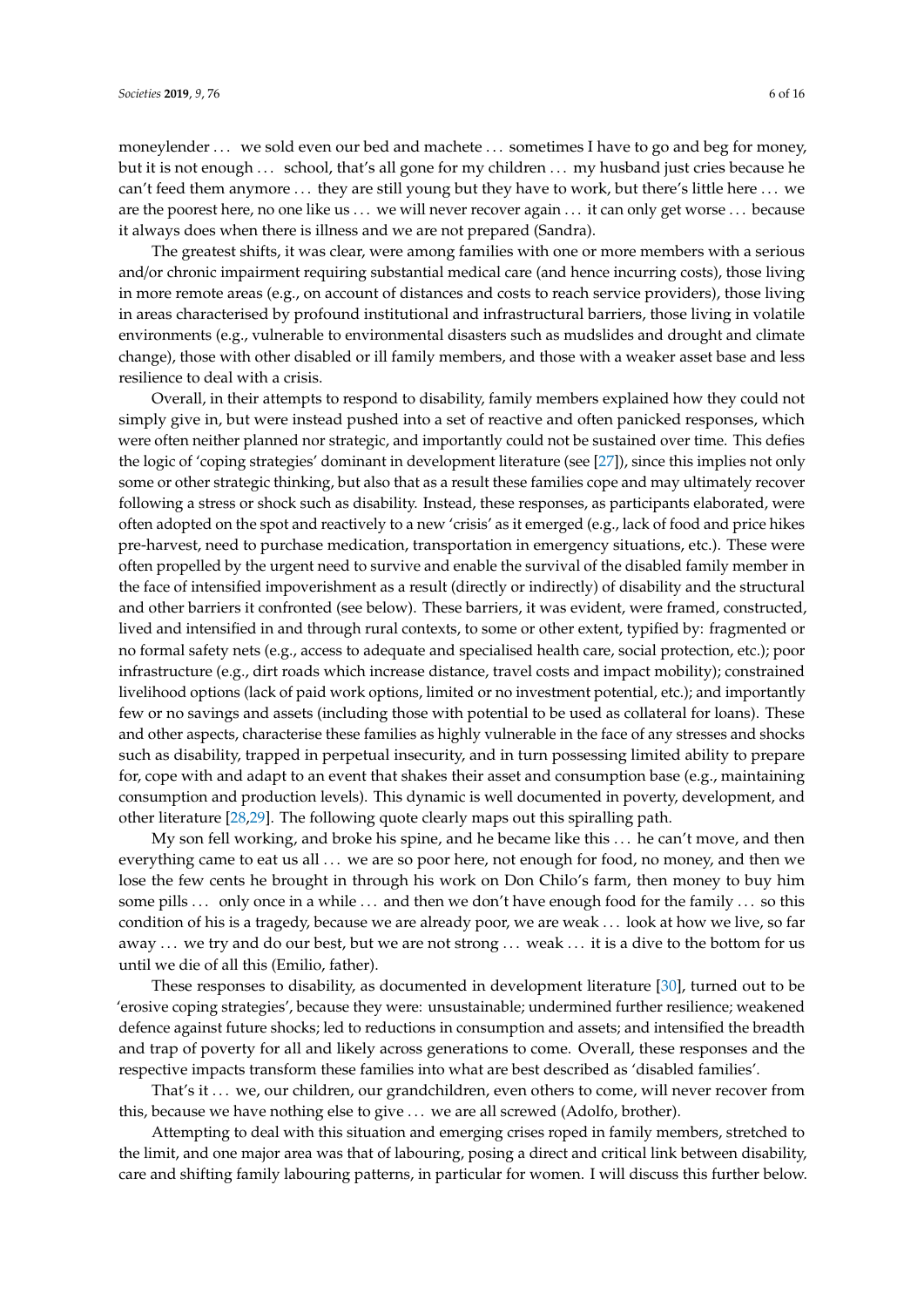moneylender . . . we sold even our bed and machete . . . sometimes I have to go and beg for money, but it is not enough . . . school, that's all gone for my children . . . my husband just cries because he can't feed them anymore . . . they are still young but they have to work, but there's little here . . . we are the poorest here, no one like us . . . we will never recover again . . . it can only get worse . . . because it always does when there is illness and we are not prepared (Sandra).

The greatest shifts, it was clear, were among families with one or more members with a serious and/or chronic impairment requiring substantial medical care (and hence incurring costs), those living in more remote areas (e.g., on account of distances and costs to reach service providers), those living in areas characterised by profound institutional and infrastructural barriers, those living in volatile environments (e.g., vulnerable to environmental disasters such as mudslides and drought and climate change), those with other disabled or ill family members, and those with a weaker asset base and less resilience to deal with a crisis.

Overall, in their attempts to respond to disability, family members explained how they could not simply give in, but were instead pushed into a set of reactive and often panicked responses, which were often neither planned nor strategic, and importantly could not be sustained over time. This defies the logic of 'coping strategies' dominant in development literature (see [27]), since this implies not only some or other strategic thinking, but also that as a result these families cope and may ultimately recover following a stress or shock such as disability. Instead, these responses, as participants elaborated, were often adopted on the spot and reactively to a new 'crisis' as it emerged (e.g., lack of food and price hikes pre-harvest, need to purchase medication, transportation in emergency situations, etc.). These were often propelled by the urgent need to survive and enable the survival of the disabled family member in the face of intensified impoverishment as a result (directly or indirectly) of disability and the structural and other barriers it confronted (see below). These barriers, it was evident, were framed, constructed, lived and intensified in and through rural contexts, to some or other extent, typified by: fragmented or no formal safety nets (e.g., access to adequate and specialised health care, social protection, etc.); poor infrastructure (e.g., dirt roads which increase distance, travel costs and impact mobility); constrained livelihood options (lack of paid work options, limited or no investment potential, etc.); and importantly few or no savings and assets (including those with potential to be used as collateral for loans). These and other aspects, characterise these families as highly vulnerable in the face of any stresses and shocks such as disability, trapped in perpetual insecurity, and in turn possessing limited ability to prepare for, cope with and adapt to an event that shakes their asset and consumption base (e.g., maintaining consumption and production levels). This dynamic is well documented in poverty, development, and other literature [28,29]. The following quote clearly maps out this spiralling path.

My son fell working, and broke his spine, and he became like this . . . he can't move, and then everything came to eat us all . . . we are so poor here, not enough for food, no money, and then we lose the few cents he brought in through his work on Don Chilo's farm, then money to buy him some pills . . . only once in a while . . . and then we don't have enough food for the family . . . so this condition of his is a tragedy, because we are already poor, we are weak . . . look at how we live, so far away . . . we try and do our best, but we are not strong . . . weak . . . it is a dive to the bottom for us until we die of all this (Emilio, father).

These responses to disability, as documented in development literature [30], turned out to be 'erosive coping strategies', because they were: unsustainable; undermined further resilience; weakened defence against future shocks; led to reductions in consumption and assets; and intensified the breadth and trap of poverty for all and likely across generations to come. Overall, these responses and the respective impacts transform these families into what are best described as 'disabled families'.

That's it . . . we, our children, our grandchildren, even others to come, will never recover from this, because we have nothing else to give . . . we are all screwed (Adolfo, brother).

Attempting to deal with this situation and emerging crises roped in family members, stretched to the limit, and one major area was that of labouring, posing a direct and critical link between disability, care and shifting family labouring patterns, in particular for women. I will discuss this further below.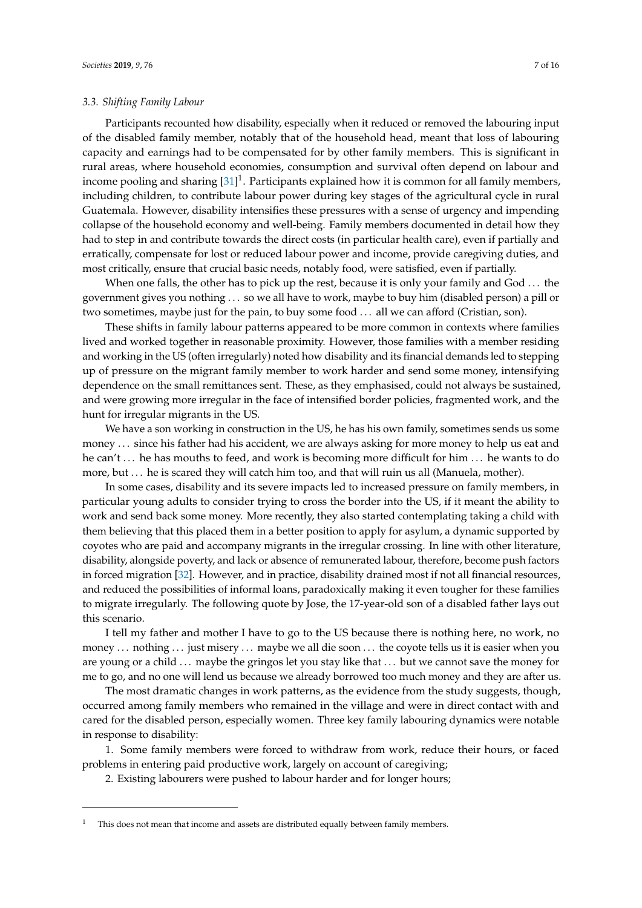### 3.3. Shifting Family Labour

Participants recounted how disability, especially when it reduced or removed the labouring input of the disabled family member, notably that of the household head, meant that loss of labouring capacity and earnings had to be compensated for by other family members. This is significant in rural areas, where household economies, consumption and survival often depend on labour and income pooling and sharing [31][1]. Participants explained how it is common for all family members, including children, to contribute labour power during key stages of the agricultural cycle in rural Guatemala. However, disability intensifies these pressures with a sense of urgency and impending collapse of the household economy and well-being. Family members documented in detail how they had to step in and contribute towards the direct costs (in particular health care), even if partially and erratically, compensate for lost or reduced labour power and income, provide caregiving duties, and most critically, ensure that crucial basic needs, notably food, were satisfied, even if partially.

When one falls, the other has to pick up the rest, because it is only your family and God … the government gives you nothing … so we all have to work, maybe to buy him (disabled person) a pill or two sometimes, maybe just for the pain, to buy some food … all we can afford (Cristian, son).

These shifts in family labour patterns appeared to be more common in contexts where families lived and worked together in reasonable proximity. However, those families with a member residing and working in the US (often irregularly) noted how disability and its financial demands led to stepping up of pressure on the migrant family member to work harder and send some money, intensifying dependence on the small remittances sent. These, as they emphasised, could not always be sustained, and were growing more irregular in the face of intensified border policies, fragmented work, and the hunt for irregular migrants in the US.

We have a son working in construction in the US, he has his own family, sometimes sends us some money … since his father had his accident, we are always asking for more money to help us eat and he can't … he has mouths to feed, and work is becoming more difficult for him … he wants to do more, but … he is scared they will catch him too, and that will ruin us all (Manuela, mother).

In some cases, disability and its severe impacts led to increased pressure on family members, in particular young adults to consider trying to cross the border into the US, if it meant the ability to work and send back some money. More recently, they also started contemplating taking a child with them believing that this placed them in a better position to apply for asylum, a dynamic supported by coyotes who are paid and accompany migrants in the irregular crossing. In line with other literature, disability, alongside poverty, and lack or absence of remunerated labour, therefore, become push factors in forced migration [32]. However, and in practice, disability drained most if not all financial resources, and reduced the possibilities of informal loans, paradoxically making it even tougher for these families to migrate irregularly. The following quote by Jose, the 17-year-old son of a disabled father lays out this scenario.

I tell my father and mother I have to go to the US because there is nothing here, no work, no money … nothing … just misery … maybe we all die soon … the coyote tells us it is easier when you are young or a child … maybe the gringos let you stay like that … but we cannot save the money for me to go, and no one will lend us because we already borrowed too much money and they are after us.

The most dramatic changes in work patterns, as the evidence from the study suggests, though, occurred among family members who remained in the village and were in direct contact with and cared for the disabled person, especially women. Three key family labouring dynamics were notable in response to disability:

1. Some family members were forced to withdraw from work, reduce their hours, or faced problems in entering paid productive work, largely on account of caregiving;
2. Existing labourers were pushed to labour harder and for longer hours;

---

[1] This does not mean that income and assets are distributed equally between family members.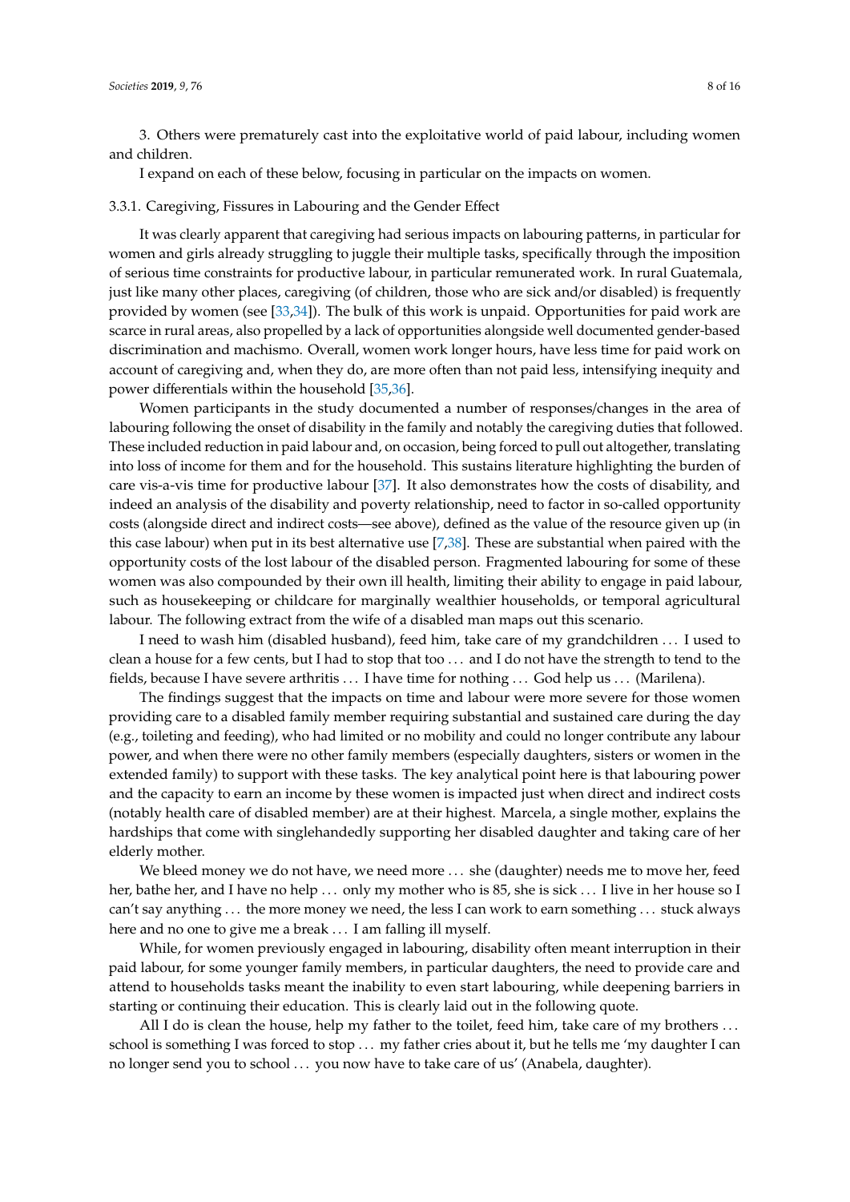3. Others were prematurely cast into the exploitative world of paid labour, including women and children.

I expand on each of these below, focusing in particular on the impacts on women.

### 3.3.1. Caregiving, Fissures in Labouring and the Gender Effect

It was clearly apparent that caregiving had serious impacts on labouring patterns, in particular for women and girls already struggling to juggle their multiple tasks, specifically through the imposition of serious time constraints for productive labour, in particular remunerated work. In rural Guatemala, just like many other places, caregiving (of children, those who are sick and/or disabled) is frequently provided by women (see [33,34]). The bulk of this work is unpaid. Opportunities for paid work are scarce in rural areas, also propelled by a lack of opportunities alongside well documented gender-based discrimination and machismo. Overall, women work longer hours, have less time for paid work on account of caregiving and, when they do, are more often than not paid less, intensifying inequity and power differentials within the household [35,36].

Women participants in the study documented a number of responses/changes in the area of labouring following the onset of disability in the family and notably the caregiving duties that followed. These included reduction in paid labour and, on occasion, being forced to pull out altogether, translating into loss of income for them and for the household. This sustains literature highlighting the burden of care vis-a-vis time for productive labour [37]. It also demonstrates how the costs of disability, and indeed an analysis of the disability and poverty relationship, need to factor in so-called opportunity costs (alongside direct and indirect costs—see above), defined as the value of the resource given up (in this case labour) when put in its best alternative use [7,38]. These are substantial when paired with the opportunity costs of the lost labour of the disabled person. Fragmented labouring for some of these women was also compounded by their own ill health, limiting their ability to engage in paid labour, such as housekeeping or childcare for marginally wealthier households, or temporal agricultural labour. The following extract from the wife of a disabled man maps out this scenario.

I need to wash him (disabled husband), feed him, take care of my grandchildren ... I used to clean a house for a few cents, but I had to stop that too ... and I do not have the strength to tend to the fields, because I have severe arthritis ... I have time for nothing ... God help us ... (Marilena).

The findings suggest that the impacts on time and labour were more severe for those women providing care to a disabled family member requiring substantial and sustained care during the day (e.g., toileting and feeding), who had limited or no mobility and could no longer contribute any labour power, and when there were no other family members (especially daughters, sisters or women in the extended family) to support with these tasks. The key analytical point here is that labouring power and the capacity to earn an income by these women is impacted just when direct and indirect costs (notably health care of disabled member) are at their highest. Marcela, a single mother, explains the hardships that come with singlehandedly supporting her disabled daughter and taking care of her elderly mother.

We bleed money we do not have, we need more ... she (daughter) needs me to move her, feed her, bathe her, and I have no help ... only my mother who is 85, she is sick ... I live in her house so I can't say anything ... the more money we need, the less I can work to earn something ... stuck always here and no one to give me a break ... I am falling ill myself.

While, for women previously engaged in labouring, disability often meant interruption in their paid labour, for some younger family members, in particular daughters, the need to provide care and attend to households tasks meant the inability to even start labouring, while deepening barriers in starting or continuing their education. This is clearly laid out in the following quote.

All I do is clean the house, help my father to the toilet, feed him, take care of my brothers ... school is something I was forced to stop ... my father cries about it, but he tells me 'my daughter I can no longer send you to school ... you now have to take care of us' (Anabela, daughter).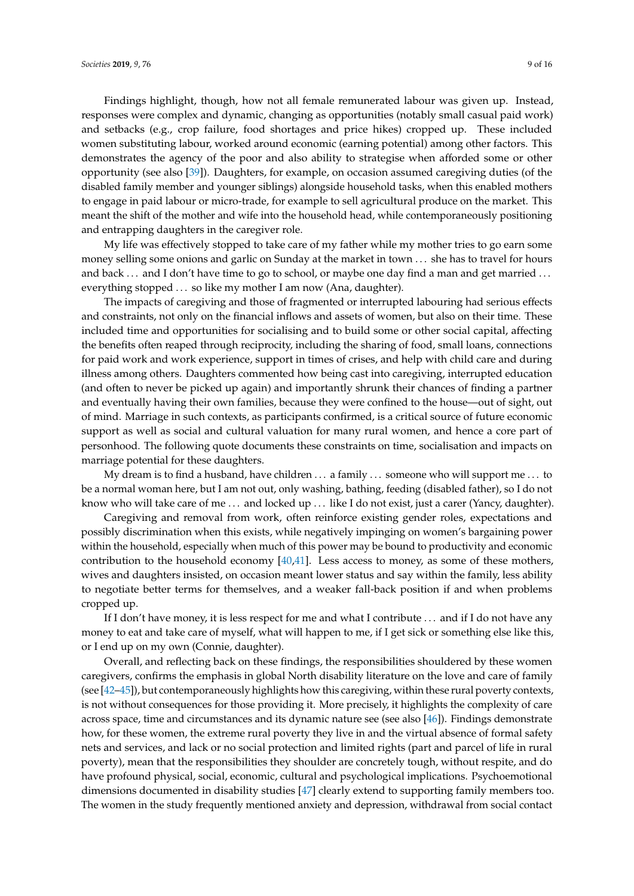Findings highlight, though, how not all female remunerated labour was given up. Instead, responses were complex and dynamic, changing as opportunities (notably small casual paid work) and setbacks (e.g., crop failure, food shortages and price hikes) cropped up. These included women substituting labour, worked around economic (earning potential) among other factors. This demonstrates the agency of the poor and also ability to strategise when afforded some or other opportunity (see also [39]). Daughters, for example, on occasion assumed caregiving duties (of the disabled family member and younger siblings) alongside household tasks, when this enabled mothers to engage in paid labour or micro-trade, for example to sell agricultural produce on the market. This meant the shift of the mother and wife into the household head, while contemporaneously positioning and entrapping daughters in the caregiver role.

My life was effectively stopped to take care of my father while my mother tries to go earn some money selling some onions and garlic on Sunday at the market in town ... she has to travel for hours and back ... and I don't have time to go to school, or maybe one day find a man and get married ... everything stopped ... so like my mother I am now (Ana, daughter).

The impacts of caregiving and those of fragmented or interrupted labouring had serious effects and constraints, not only on the financial inflows and assets of women, but also on their time. These included time and opportunities for socialising and to build some or other social capital, affecting the benefits often reaped through reciprocity, including the sharing of food, small loans, connections for paid work and work experience, support in times of crises, and help with child care and during illness among others. Daughters commented how being cast into caregiving, interrupted education (and often to never be picked up again) and importantly shrunk their chances of finding a partner and eventually having their own families, because they were confined to the house—out of sight, out of mind. Marriage in such contexts, as participants confirmed, is a critical source of future economic support as well as social and cultural valuation for many rural women, and hence a core part of personhood. The following quote documents these constraints on time, socialisation and impacts on marriage potential for these daughters.

My dream is to find a husband, have children ... a family ... someone who will support me ... to be a normal woman here, but I am not out, only washing, bathing, feeding (disabled father), so I do not know who will take care of me ... and locked up ... like I do not exist, just a carer (Yancy, daughter).

Caregiving and removal from work, often reinforce existing gender roles, expectations and possibly discrimination when this exists, while negatively impinging on women's bargaining power within the household, especially when much of this power may be bound to productivity and economic contribution to the household economy [40,41]. Less access to money, as some of these mothers, wives and daughters insisted, on occasion meant lower status and say within the family, less ability to negotiate better terms for themselves, and a weaker fall-back position if and when problems cropped up.

If I don't have money, it is less respect for me and what I contribute ... and if I do not have any money to eat and take care of myself, what will happen to me, if I get sick or something else like this, or I end up on my own (Connie, daughter).

Overall, and reflecting back on these findings, the responsibilities shouldered by these women caregivers, confirms the emphasis in global North disability literature on the love and care of family (see [42–45]), but contemporaneously highlights how this caregiving, within these rural poverty contexts, is not without consequences for those providing it. More precisely, it highlights the complexity of care across space, time and circumstances and its dynamic nature see (see also [46]). Findings demonstrate how, for these women, the extreme rural poverty they live in and the virtual absence of formal safety nets and services, and lack or no social protection and limited rights (part and parcel of life in rural poverty), mean that the responsibilities they shoulder are concretely tough, without respite, and do have profound physical, social, economic, cultural and psychological implications. Psychoemotional dimensions documented in disability studies [47] clearly extend to supporting family members too. The women in the study frequently mentioned anxiety and depression, withdrawal from social contact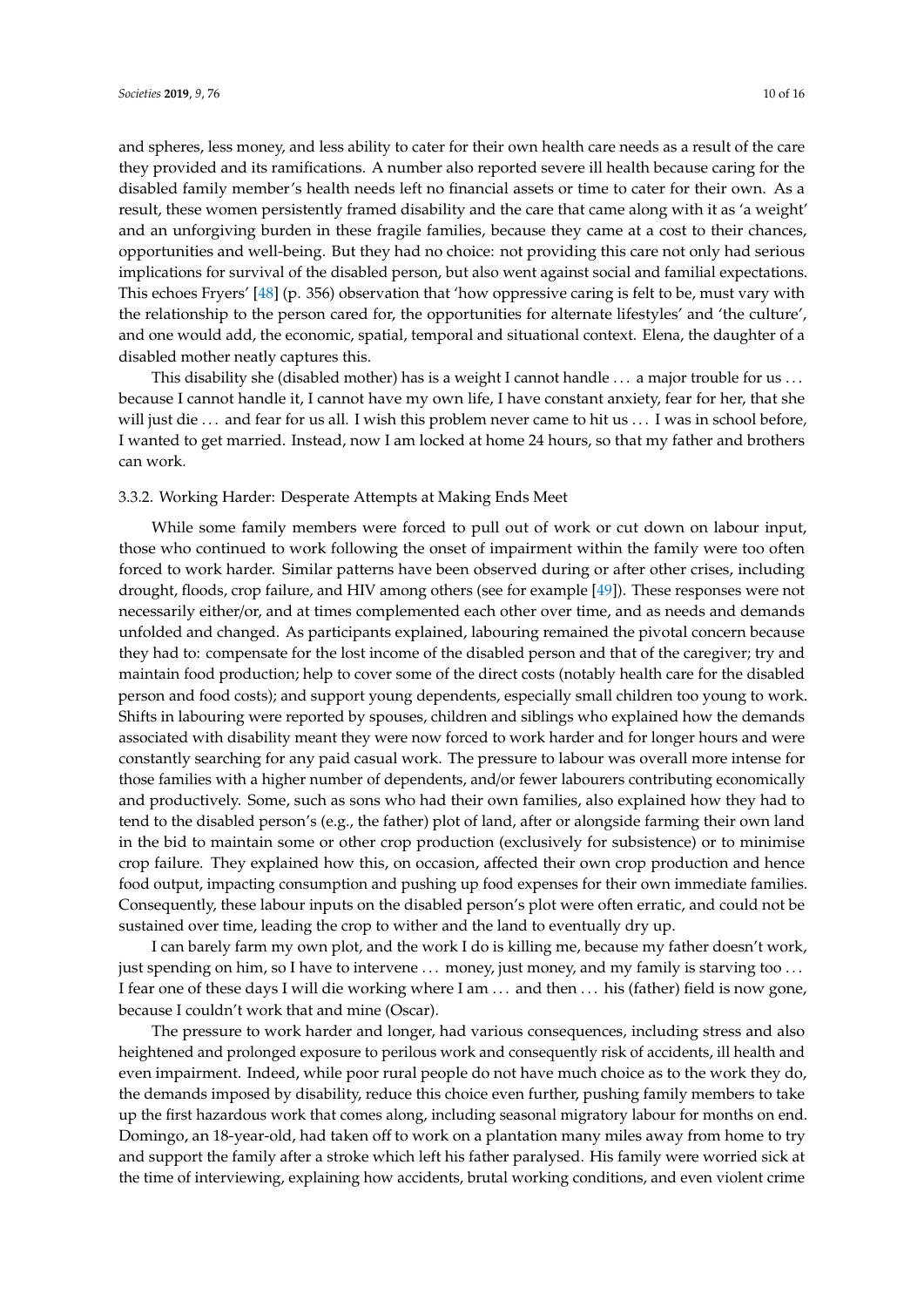and spheres, less money, and less ability to cater for their own health care needs as a result of the care they provided and its ramifications. A number also reported severe ill health because caring for the disabled family member's health needs left no financial assets or time to cater for their own. As a result, these women persistently framed disability and the care that came along with it as 'a weight' and an unforgiving burden in these fragile families, because they came at a cost to their chances, opportunities and well-being. But they had no choice: not providing this care not only had serious implications for survival of the disabled person, but also went against social and familial expectations. This echoes Fryers' [48] (p. 356) observation that 'how oppressive caring is felt to be, must vary with the relationship to the person cared for, the opportunities for alternate lifestyles' and 'the culture', and one would add, the economic, spatial, temporal and situational context. Elena, the daughter of a disabled mother neatly captures this.

This disability she (disabled mother) has is a weight I cannot handle … a major trouble for us … because I cannot handle it, I cannot have my own life, I have constant anxiety, fear for her, that she will just die … and fear for us all. I wish this problem never came to hit us … I was in school before, I wanted to get married. Instead, now I am locked at home 24 hours, so that my father and brothers can work.

#### 3.3.2. Working Harder: Desperate Attempts at Making Ends Meet

While some family members were forced to pull out of work or cut down on labour input, those who continued to work following the onset of impairment within the family were too often forced to work harder. Similar patterns have been observed during or after other crises, including drought, floods, crop failure, and HIV among others (see for example [49]). These responses were not necessarily either/or, and at times complemented each other over time, and as needs and demands unfolded and changed. As participants explained, labouring remained the pivotal concern because they had to: compensate for the lost income of the disabled person and that of the caregiver; try and maintain food production; help to cover some of the direct costs (notably health care for the disabled person and food costs); and support young dependents, especially small children too young to work. Shifts in labouring were reported by spouses, children and siblings who explained how the demands associated with disability meant they were now forced to work harder and for longer hours and were constantly searching for any paid casual work. The pressure to labour was overall more intense for those families with a higher number of dependents, and/or fewer labourers contributing economically and productively. Some, such as sons who had their own families, also explained how they had to tend to the disabled person's (e.g., the father) plot of land, after or alongside farming their own land in the bid to maintain some or other crop production (exclusively for subsistence) or to minimise crop failure. They explained how this, on occasion, affected their own crop production and hence food output, impacting consumption and pushing up food expenses for their own immediate families. Consequently, these labour inputs on the disabled person's plot were often erratic, and could not be sustained over time, leading the crop to wither and the land to eventually dry up.

I can barely farm my own plot, and the work I do is killing me, because my father doesn't work, just spending on him, so I have to intervene … money, just money, and my family is starving too … I fear one of these days I will die working where I am … and then … his (father) field is now gone, because I couldn't work that and mine (Oscar).

The pressure to work harder and longer, had various consequences, including stress and also heightened and prolonged exposure to perilous work and consequently risk of accidents, ill health and even impairment. Indeed, while poor rural people do not have much choice as to the work they do, the demands imposed by disability, reduce this choice even further, pushing family members to take up the first hazardous work that comes along, including seasonal migratory labour for months on end. Domingo, an 18-year-old, had taken off to work on a plantation many miles away from home to try and support the family after a stroke which left his father paralysed. His family were worried sick at the time of interviewing, explaining how accidents, brutal working conditions, and even violent crime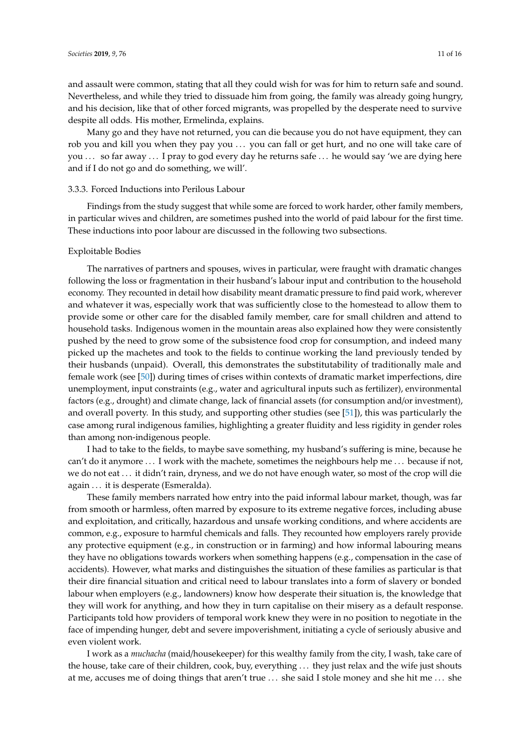and assault were common, stating that all they could wish for was for him to return safe and sound. Nevertheless, and while they tried to dissuade him from going, the family was already going hungry, and his decision, like that of other forced migrants, was propelled by the desperate need to survive despite all odds. His mother, Ermelinda, explains.

Many go and they have not returned, you can die because you do not have equipment, they can rob you and kill you when they pay you ... you can fall or get hurt, and no one will take care of you ... so far away ... I pray to god every day he returns safe ... he would say 'we are dying here and if I do not go and do something, we will'.

#### 3.3.3. Forced Inductions into Perilous Labour

Findings from the study suggest that while some are forced to work harder, other family members, in particular wives and children, are sometimes pushed into the world of paid labour for the first time. These inductions into poor labour are discussed in the following two subsections.

##### Exploitable Bodies

The narratives of partners and spouses, wives in particular, were fraught with dramatic changes following the loss or fragmentation in their husband's labour input and contribution to the household economy. They recounted in detail how disability meant dramatic pressure to find paid work, wherever and whatever it was, especially work that was sufficiently close to the homestead to allow them to provide some or other care for the disabled family member, care for small children and attend to household tasks. Indigenous women in the mountain areas also explained how they were consistently pushed by the need to grow some of the subsistence food crop for consumption, and indeed many picked up the machetes and took to the fields to continue working the land previously tended by their husbands (unpaid). Overall, this demonstrates the substitutability of traditionally male and female work (see [50]) during times of crises within contexts of dramatic market imperfections, dire unemployment, input constraints (e.g., water and agricultural inputs such as fertilizer), environmental factors (e.g., drought) and climate change, lack of financial assets (for consumption and/or investment), and overall poverty. In this study, and supporting other studies (see [51]), this was particularly the case among rural indigenous families, highlighting a greater fluidity and less rigidity in gender roles than among non-indigenous people.

I had to take to the fields, to maybe save something, my husband's suffering is mine, because he can't do it anymore ... I work with the machete, sometimes the neighbours help me ... because if not, we do not eat ... it didn't rain, dryness, and we do not have enough water, so most of the crop will die again ... it is desperate (Esmeralda).

These family members narrated how entry into the paid informal labour market, though, was far from smooth or harmless, often marred by exposure to its extreme negative forces, including abuse and exploitation, and critically, hazardous and unsafe working conditions, and where accidents are common, e.g., exposure to harmful chemicals and falls. They recounted how employers rarely provide any protective equipment (e.g., in construction or in farming) and how informal labouring means they have no obligations towards workers when something happens (e.g., compensation in the case of accidents). However, what marks and distinguishes the situation of these families as particular is that their dire financial situation and critical need to labour translates into a form of slavery or bonded labour when employers (e.g., landowners) know how desperate their situation is, the knowledge that they will work for anything, and how they in turn capitalise on their misery as a default response. Participants told how providers of temporal work knew they were in no position to negotiate in the face of impending hunger, debt and severe impoverishment, initiating a cycle of seriously abusive and even violent work.

I work as a *muchacha* (maid/housekeeper) for this wealthy family from the city, I wash, take care of the house, take care of their children, cook, buy, everything ... they just relax and the wife just shouts at me, accuses me of doing things that aren't true ... she said I stole money and she hit me ... she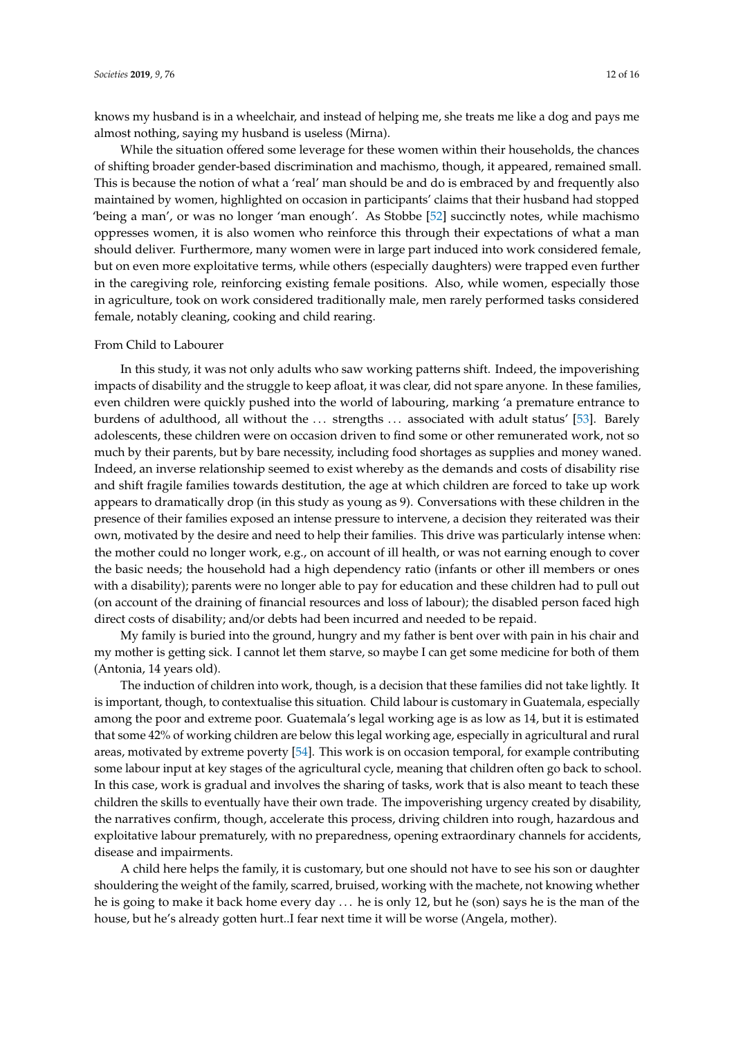knows my husband is in a wheelchair, and instead of helping me, she treats me like a dog and pays me almost nothing, saying my husband is useless (Mirna).

While the situation offered some leverage for these women within their households, the chances of shifting broader gender-based discrimination and machismo, though, it appeared, remained small. This is because the notion of what a 'real' man should be and do is embraced by and frequently also maintained by women, highlighted on occasion in participants' claims that their husband had stopped 'being a man', or was no longer 'man enough'. As Stobbe [52] succinctly notes, while machismo oppresses women, it is also women who reinforce this through their expectations of what a man should deliver. Furthermore, many women were in large part induced into work considered female, but on even more exploitative terms, while others (especially daughters) were trapped even further in the caregiving role, reinforcing existing female positions. Also, while women, especially those in agriculture, took on work considered traditionally male, men rarely performed tasks considered female, notably cleaning, cooking and child rearing.

From Child to Labourer

In this study, it was not only adults who saw working patterns shift. Indeed, the impoverishing impacts of disability and the struggle to keep afloat, it was clear, did not spare anyone. In these families, even children were quickly pushed into the world of labouring, marking 'a premature entrance to burdens of adulthood, all without the ... strengths ... associated with adult status' [53]. Barely adolescents, these children were on occasion driven to find some or other remunerated work, not so much by their parents, but by bare necessity, including food shortages as supplies and money waned. Indeed, an inverse relationship seemed to exist whereby as the demands and costs of disability rise and shift fragile families towards destitution, the age at which children are forced to take up work appears to dramatically drop (in this study as young as 9). Conversations with these children in the presence of their families exposed an intense pressure to intervene, a decision they reiterated was their own, motivated by the desire and need to help their families. This drive was particularly intense when: the mother could no longer work, e.g., on account of ill health, or was not earning enough to cover the basic needs; the household had a high dependency ratio (infants or other ill members or ones with a disability); parents were no longer able to pay for education and these children had to pull out (on account of the draining of financial resources and loss of labour); the disabled person faced high direct costs of disability; and/or debts had been incurred and needed to be repaid.

My family is buried into the ground, hungry and my father is bent over with pain in his chair and my mother is getting sick. I cannot let them starve, so maybe I can get some medicine for both of them (Antonia, 14 years old).

The induction of children into work, though, is a decision that these families did not take lightly. It is important, though, to contextualise this situation. Child labour is customary in Guatemala, especially among the poor and extreme poor. Guatemala's legal working age is as low as 14, but it is estimated that some 42% of working children are below this legal working age, especially in agricultural and rural areas, motivated by extreme poverty [54]. This work is on occasion temporal, for example contributing some labour input at key stages of the agricultural cycle, meaning that children often go back to school. In this case, work is gradual and involves the sharing of tasks, work that is also meant to teach these children the skills to eventually have their own trade. The impoverishing urgency created by disability, the narratives confirm, though, accelerate this process, driving children into rough, hazardous and exploitative labour prematurely, with no preparedness, opening extraordinary channels for accidents, disease and impairments.

A child here helps the family, it is customary, but one should not have to see his son or daughter shouldering the weight of the family, scarred, bruised, working with the machete, not knowing whether he is going to make it back home every day ... he is only 12, but he (son) says he is the man of the house, but he's already gotten hurt..I fear next time it will be worse (Angela, mother).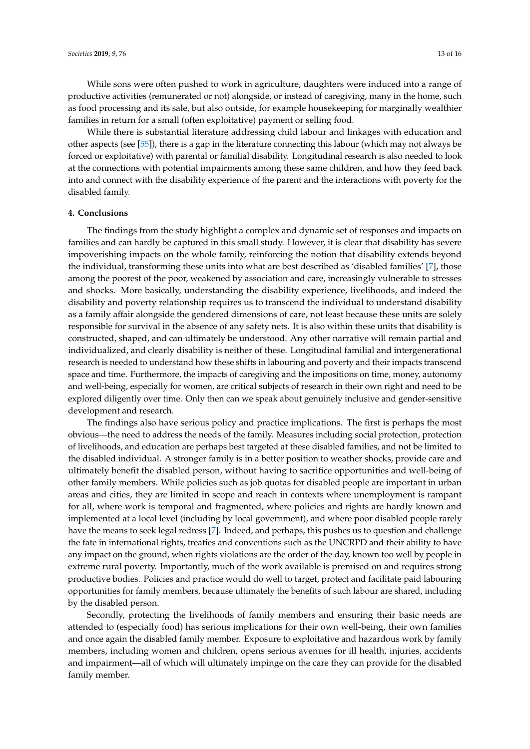While sons were often pushed to work in agriculture, daughters were induced into a range of productive activities (remunerated or not) alongside, or instead of caregiving, many in the home, such as food processing and its sale, but also outside, for example housekeeping for marginally wealthier families in return for a small (often exploitative) payment or selling food.

While there is substantial literature addressing child labour and linkages with education and other aspects (see [55]), there is a gap in the literature connecting this labour (which may not always be forced or exploitative) with parental or familial disability. Longitudinal research is also needed to look at the connections with potential impairments among these same children, and how they feed back into and connect with the disability experience of the parent and the interactions with poverty for the disabled family.

## 4. Conclusions

The findings from the study highlight a complex and dynamic set of responses and impacts on families and can hardly be captured in this small study. However, it is clear that disability has severe impoverishing impacts on the whole family, reinforcing the notion that disability extends beyond the individual, transforming these units into what are best described as 'disabled families' [7], those among the poorest of the poor, weakened by association and care, increasingly vulnerable to stresses and shocks. More basically, understanding the disability experience, livelihoods, and indeed the disability and poverty relationship requires us to transcend the individual to understand disability as a family affair alongside the gendered dimensions of care, not least because these units are solely responsible for survival in the absence of any safety nets. It is also within these units that disability is constructed, shaped, and can ultimately be understood. Any other narrative will remain partial and individualized, and clearly disability is neither of these. Longitudinal familial and intergenerational research is needed to understand how these shifts in labouring and poverty and their impacts transcend space and time. Furthermore, the impacts of caregiving and the impositions on time, money, autonomy and well-being, especially for women, are critical subjects of research in their own right and need to be explored diligently over time. Only then can we speak about genuinely inclusive and gender-sensitive development and research.

The findings also have serious policy and practice implications. The first is perhaps the most obvious—the need to address the needs of the family. Measures including social protection, protection of livelihoods, and education are perhaps best targeted at these disabled families, and not be limited to the disabled individual. A stronger family is in a better position to weather shocks, provide care and ultimately benefit the disabled person, without having to sacrifice opportunities and well-being of other family members. While policies such as job quotas for disabled people are important in urban areas and cities, they are limited in scope and reach in contexts where unemployment is rampant for all, where work is temporal and fragmented, where policies and rights are hardly known and implemented at a local level (including by local government), and where poor disabled people rarely have the means to seek legal redress [7]. Indeed, and perhaps, this pushes us to question and challenge the fate in international rights, treaties and conventions such as the UNCRPD and their ability to have any impact on the ground, when rights violations are the order of the day, known too well by people in extreme rural poverty. Importantly, much of the work available is premised on and requires strong productive bodies. Policies and practice would do well to target, protect and facilitate paid labouring opportunities for family members, because ultimately the benefits of such labour are shared, including by the disabled person.

Secondly, protecting the livelihoods of family members and ensuring their basic needs are attended to (especially food) has serious implications for their own well-being, their own families and once again the disabled family member. Exposure to exploitative and hazardous work by family members, including women and children, opens serious avenues for ill health, injuries, accidents and impairment—all of which will ultimately impinge on the care they can provide for the disabled family member.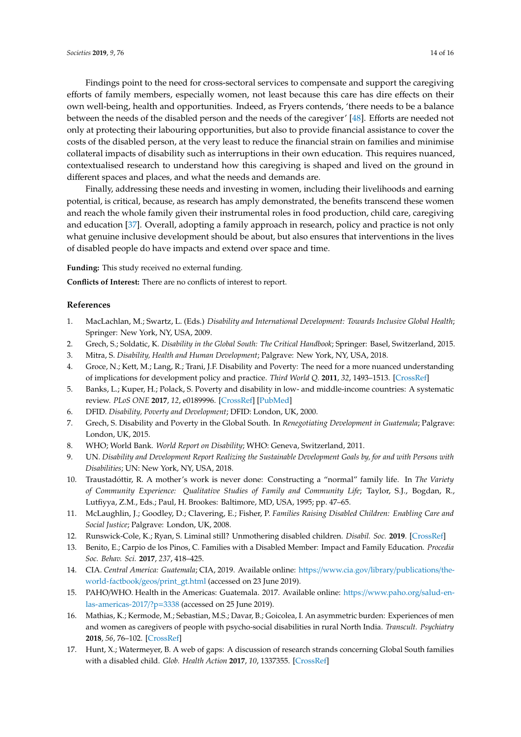Findings point to the need for cross-sectoral services to compensate and support the caregiving efforts of family members, especially women, not least because this care has dire effects on their own well-being, health and opportunities. Indeed, as Fryers contends, 'there needs to be a balance between the needs of the disabled person and the needs of the caregiver' [48]. Efforts are needed not only at protecting their labouring opportunities, but also to provide financial assistance to cover the costs of the disabled person, at the very least to reduce the financial strain on families and minimise collateral impacts of disability such as interruptions in their own education. This requires nuanced, contextualised research to understand how this caregiving is shaped and lived on the ground in different spaces and places, and what the needs and demands are.

Finally, addressing these needs and investing in women, including their livelihoods and earning potential, is critical, because, as research has amply demonstrated, the benefits transcend these women and reach the whole family given their instrumental roles in food production, child care, caregiving and education [37]. Overall, adopting a family approach in research, policy and practice is not only what genuine inclusive development should be about, but also ensures that interventions in the lives of disabled people do have impacts and extend over space and time.

**Funding:** This study received no external funding.

**Conflicts of Interest:** There are no conflicts of interest to report.

## References

1. MacLachlan, M.; Swartz, L. (Eds.) *Disability and International Development: Towards Inclusive Global Health*; Springer: New York, NY, USA, 2009.
2. Grech, S.; Soldatic, K. *Disability in the Global South: The Critical Handbook*; Springer: Basel, Switzerland, 2015.
3. Mitra, S. *Disability, Health and Human Development*; Palgrave: New York, NY, USA, 2018.
4. Groce, N.; Kett, M.; Lang, R.; Trani, J.F. Disability and Poverty: The need for a more nuanced understanding of implications for development policy and practice. *Third World Q.* **2011**, *32*, 1493–1513. [CrossRef]
5. Banks, L.; Kuper, H.; Polack, S. Poverty and disability in low- and middle-income countries: A systematic review. *PLoS ONE* **2017**, *12*, e0189996. [CrossRef] [PubMed]
6. DFID. *Disability, Poverty and Development*; DFID: London, UK, 2000.
7. Grech, S. Disability and Poverty in the Global South. In *Renegotiating Development in Guatemala*; Palgrave: London, UK, 2015.
8. WHO; World Bank. *World Report on Disability*; WHO: Geneva, Switzerland, 2011.
9. UN. *Disability and Development Report Realizing the Sustainable Development Goals by, for and with Persons with Disabilities*; UN: New York, NY, USA, 2018.
10. Traustadóttir, R. A mother's work is never done: Constructing a "normal" family life. In *The Variety of Community Experience: Qualitative Studies of Family and Community Life*; Taylor, S.J., Bogdan, R., Lutfiyya, Z.M., Eds.; Paul, H. Brookes: Baltimore, MD, USA, 1995; pp. 47–65.
11. McLaughlin, J.; Goodley, D.; Clavering, E.; Fisher, P. *Families Raising Disabled Children: Enabling Care and Social Justice*; Palgrave: London, UK, 2008.
12. Runswick-Cole, K.; Ryan, S. Liminal still? Unmothering disabled children. *Disabil. Soc.* **2019**. [CrossRef]
13. Benito, E.; Carpio de los Pinos, C. Families with a Disabled Member: Impact and Family Education. *Procedia Soc. Behav. Sci.* **2017**, *237*, 418–425.
14. CIA. *Central America: Guatemala*; CIA, 2019. Available online: https://www.cia.gov/library/publications/the-world-factbook/geos/print_gt.html (accessed on 23 June 2019).
15. PAHO/WHO. Health in the Americas: Guatemala. 2017. Available online: https://www.paho.org/salud-en-las-americas-2017/?p=3338 (accessed on 25 June 2019).
16. Mathias, K.; Kermode, M.; Sebastian, M.S.; Davar, B.; Goicolea, I. An asymmetric burden: Experiences of men and women as caregivers of people with psycho-social disabilities in rural North India. *Transcult. Psychiatry* **2018**, *56*, 76–102. [CrossRef]
17. Hunt, X.; Watermeyer, B. A web of gaps: A discussion of research strands concerning Global South families with a disabled child. *Glob. Health Action* **2017**, *10*, 1337355. [CrossRef]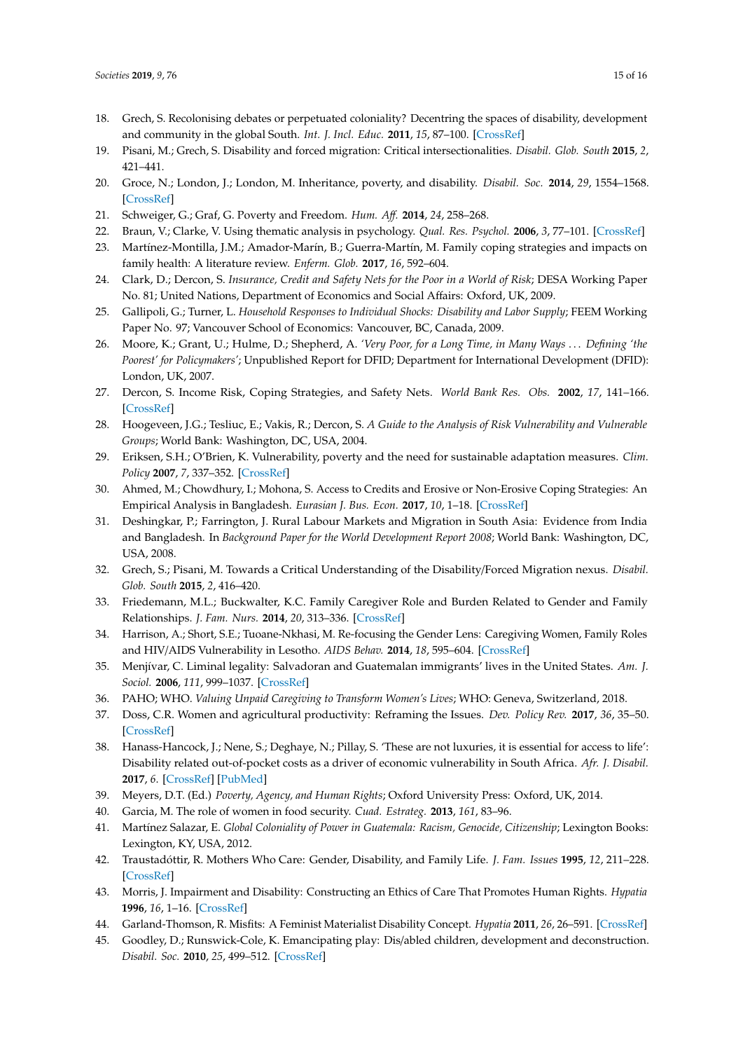18. Grech, S. Recolonising debates or perpetuated coloniality? Decentring the spaces of disability, development and community in the global South. *Int. J. Incl. Educ.* **2011**, *15*, 87–100. [CrossRef]
19. Pisani, M.; Grech, S. Disability and forced migration: Critical intersectionalities. *Disabil. Glob. South* **2015**, *2*, 421–441.
20. Groce, N.; London, J.; London, M. Inheritance, poverty, and disability. *Disabil. Soc.* **2014**, *29*, 1554–1568. [CrossRef]
21. Schweiger, G.; Graf, G. Poverty and Freedom. *Hum. Aff.* **2014**, *24*, 258–268.
22. Braun, V.; Clarke, V. Using thematic analysis in psychology. *Qual. Res. Psychol.* **2006**, *3*, 77–101. [CrossRef]
23. Martínez-Montilla, J.M.; Amador-Marín, B.; Guerra-Martín, M. Family coping strategies and impacts on family health: A literature review. *Enferm. Glob.* **2017**, *16*, 592–604.
24. Clark, D.; Dercon, S. *Insurance, Credit and Safety Nets for the Poor in a World of Risk*; DESA Working Paper No. 81; United Nations, Department of Economics and Social Affairs: Oxford, UK, 2009.
25. Gallipoli, G.; Turner, L. *Household Responses to Individual Shocks: Disability and Labor Supply*; FEEM Working Paper No. 97; Vancouver School of Economics: Vancouver, BC, Canada, 2009.
26. Moore, K.; Grant, U.; Hulme, D.; Shepherd, A. *'Very Poor, for a Long Time, in Many Ways . . . Defining 'the Poorest' for Policymakers'*; Unpublished Report for DFID; Department for International Development (DFID): London, UK, 2007.
27. Dercon, S. Income Risk, Coping Strategies, and Safety Nets. *World Bank Res. Obs.* **2002**, *17*, 141–166. [CrossRef]
28. Hoogeveen, J.G.; Tesliuc, E.; Vakis, R.; Dercon, S. *A Guide to the Analysis of Risk Vulnerability and Vulnerable Groups*; World Bank: Washington, DC, USA, 2004.
29. Eriksen, S.H.; O'Brien, K. Vulnerability, poverty and the need for sustainable adaptation measures. *Clim. Policy* **2007**, *7*, 337–352. [CrossRef]
30. Ahmed, M.; Chowdhury, I.; Mohona, S. Access to Credits and Erosive or Non-Erosive Coping Strategies: An Empirical Analysis in Bangladesh. *Eurasian J. Bus. Econ.* **2017**, *10*, 1–18. [CrossRef]
31. Deshingkar, P.; Farrington, J. Rural Labour Markets and Migration in South Asia: Evidence from India and Bangladesh. In *Background Paper for the World Development Report 2008*; World Bank: Washington, DC, USA, 2008.
32. Grech, S.; Pisani, M. Towards a Critical Understanding of the Disability/Forced Migration nexus. *Disabil. Glob. South* **2015**, *2*, 416–420.
33. Friedemann, M.L.; Buckwalter, K.C. Family Caregiver Role and Burden Related to Gender and Family Relationships. *J. Fam. Nurs.* **2014**, *20*, 313–336. [CrossRef]
34. Harrison, A.; Short, S.E.; Tuoane-Nkhasi, M. Re-focusing the Gender Lens: Caregiving Women, Family Roles and HIV/AIDS Vulnerability in Lesotho. *AIDS Behav.* **2014**, *18*, 595–604. [CrossRef]
35. Menjívar, C. Liminal legality: Salvadoran and Guatemalan immigrants' lives in the United States. *Am. J. Sociol.* **2006**, *111*, 999–1037. [CrossRef]
36. PAHO; WHO. *Valuing Unpaid Caregiving to Transform Women's Lives*; WHO: Geneva, Switzerland, 2018.
37. Doss, C.R. Women and agricultural productivity: Reframing the Issues. *Dev. Policy Rev.* **2017**, *36*, 35–50. [CrossRef]
38. Hanass-Hancock, J.; Nene, S.; Deghaye, N.; Pillay, S. 'These are not luxuries, it is essential for access to life': Disability related out-of-pocket costs as a driver of economic vulnerability in South Africa. *Afr. J. Disabil.* **2017**, *6*. [CrossRef] [PubMed]
39. Meyers, D.T. (Ed.) *Poverty, Agency, and Human Rights*; Oxford University Press: Oxford, UK, 2014.
40. Garcia, M. The role of women in food security. *Cuad. Estrateg.* **2013**, *161*, 83–96.
41. Martínez Salazar, E. *Global Coloniality of Power in Guatemala: Racism, Genocide, Citizenship*; Lexington Books: Lexington, KY, USA, 2012.
42. Traustadóttir, R. Mothers Who Care: Gender, Disability, and Family Life. *J. Fam. Issues* **1995**, *12*, 211–228. [CrossRef]
43. Morris, J. Impairment and Disability: Constructing an Ethics of Care That Promotes Human Rights. *Hypatia* **1996**, *16*, 1–16. [CrossRef]
44. Garland-Thomson, R. Misfits: A Feminist Materialist Disability Concept. *Hypatia* **2011**, *26*, 26–591. [CrossRef]
45. Goodley, D.; Runswick-Cole, K. Emancipating play: Dis/abled children, development and deconstruction. *Disabil. Soc.* **2010**, *25*, 499–512. [CrossRef]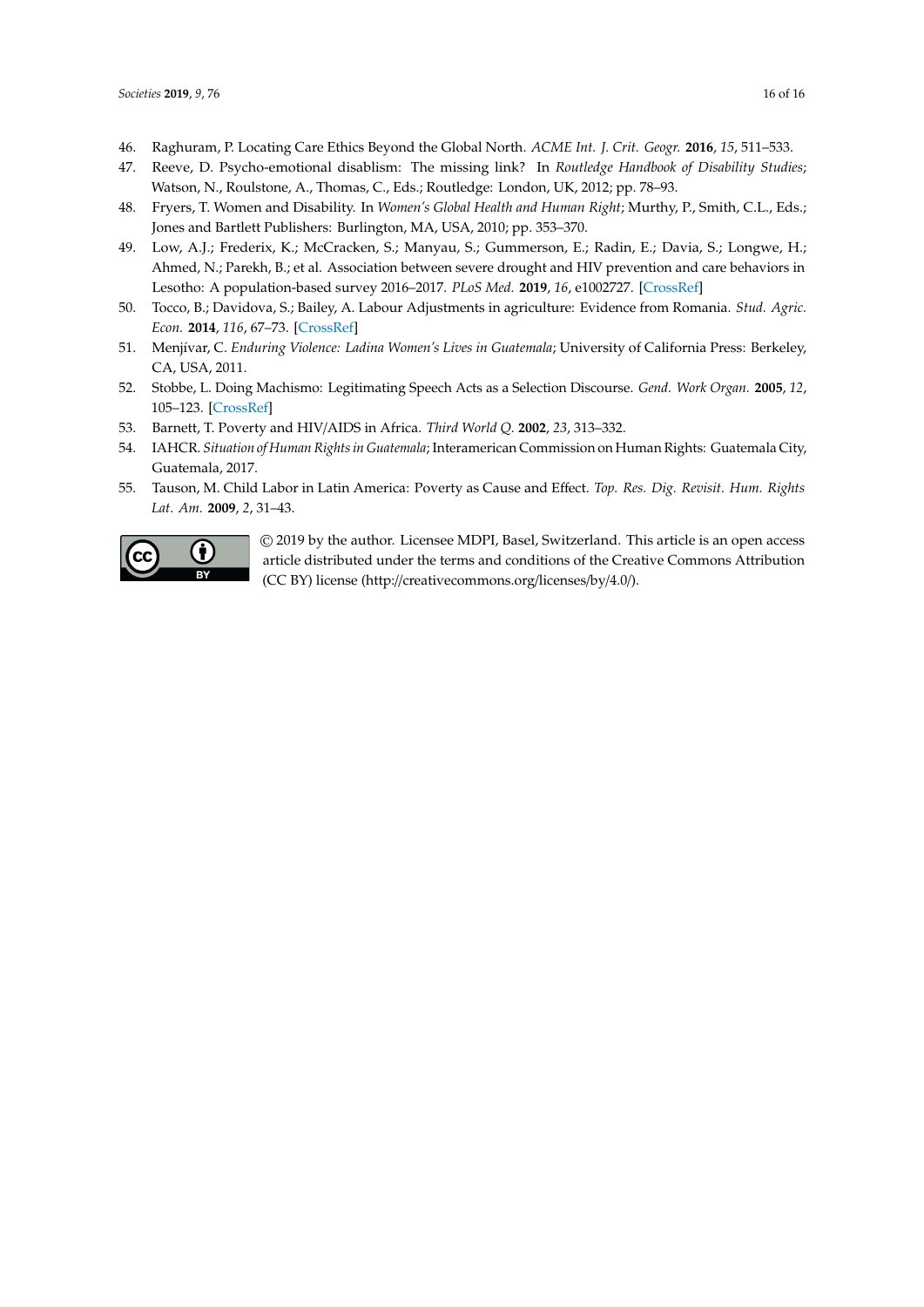46. Raghuram, P. Locating Care Ethics Beyond the Global North. *ACME Int. J. Crit. Geogr.* **2016**, *15*, 511–533.
47. Reeve, D. Psycho-emotional disablism: The missing link? In *Routledge Handbook of Disability Studies*; Watson, N., Roulstone, A., Thomas, C., Eds.; Routledge: London, UK, 2012; pp. 78–93.
48. Fryers, T. Women and Disability. In *Women's Global Health and Human Right*; Murthy, P., Smith, C.L., Eds.; Jones and Bartlett Publishers: Burlington, MA, USA, 2010; pp. 353–370.
49. Low, A.J.; Frederix, K.; McCracken, S.; Manyau, S.; Gummerson, E.; Radin, E.; Davia, S.; Longwe, H.; Ahmed, N.; Parekh, B.; et al. Association between severe drought and HIV prevention and care behaviors in Lesotho: A population-based survey 2016–2017. *PLoS Med.* **2019**, *16*, e1002727. [CrossRef]
50. Tocco, B.; Davidova, S.; Bailey, A. Labour Adjustments in agriculture: Evidence from Romania. *Stud. Agric. Econ.* **2014**, *116*, 67–73. [CrossRef]
51. Menjívar, C. *Enduring Violence: Ladina Women's Lives in Guatemala*; University of California Press: Berkeley, CA, USA, 2011.
52. Stobbe, L. Doing Machismo: Legitimating Speech Acts as a Selection Discourse. *Gend. Work Organ.* **2005**, *12*, 105–123. [CrossRef]
53. Barnett, T. Poverty and HIV/AIDS in Africa. *Third World Q.* **2002**, *23*, 313–332.
54. IAHCR. *Situation of Human Rights in Guatemala*; Interamerican Commission on Human Rights: Guatemala City, Guatemala, 2017.
55. Tauson, M. Child Labor in Latin America: Poverty as Cause and Effect. *Top. Res. Dig. Revisit. Hum. Rights Lat. Am.* **2009**, *2*, 31–43.

© 2019 by the author. Licensee MDPI, Basel, Switzerland. This article is an open access article distributed under the terms and conditions of the Creative Commons Attribution (CC BY) license (http://creativecommons.org/licenses/by/4.0/).